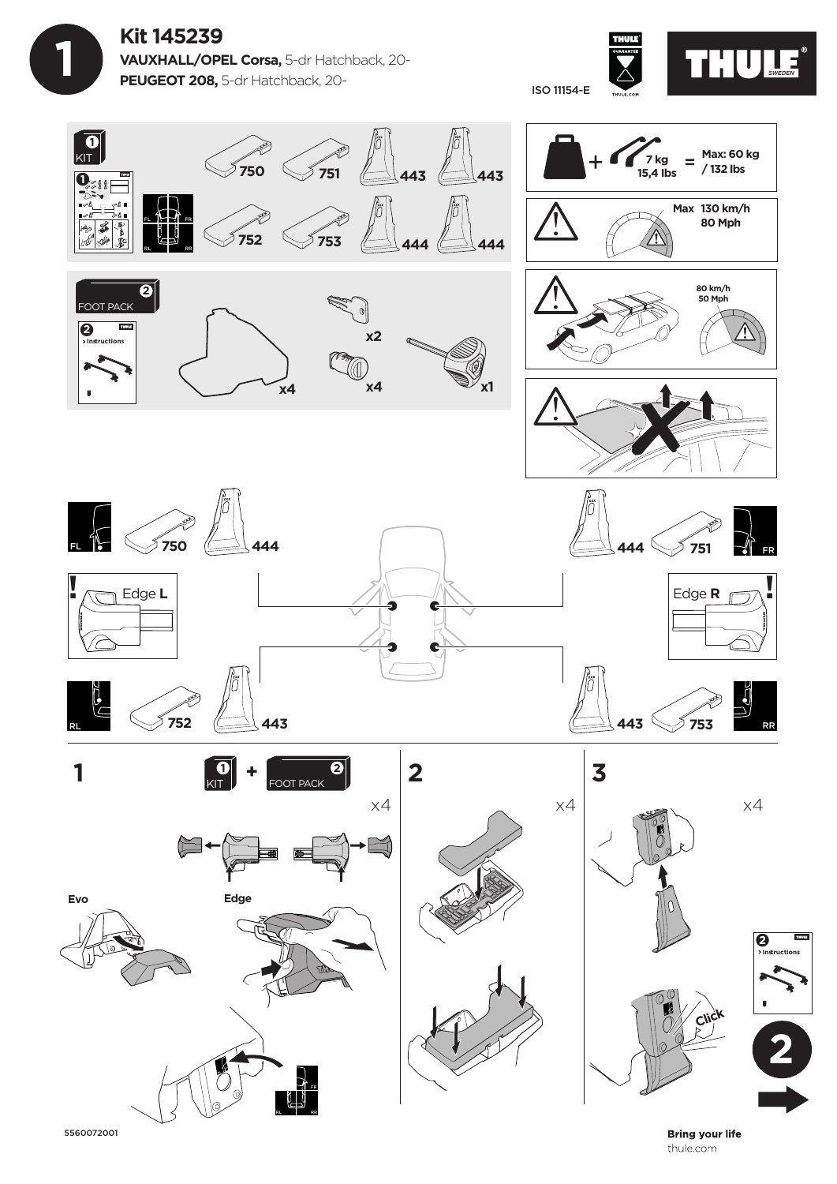# Kit 145239

**VAUXHALL/OPEL Corsa,** 5-dr Hatchback, 20-
**PEUGEOT 208,** 5-dr Hatchback, 20-

ISO 11154-E

THULE GUARANTEE THULE.COM

THULE SWEDEN

1 KIT

750 751 443 443

752 753 444 444

FL FR RL RR

2 FOOT PACK

> Instructions

x4 x2 x4 x1

7 kg 15,4 lbs = Max: 60 kg / 132 lbs

Max 130 km/h 80 Mph

80 km/h 50 Mph

FL 750 444

444 751 FR

Edge **L**

Edge **R**

RL 752 443

443 753 RR

## 1

1 KIT + 2 FOOT PACK

x4

Evo

Edge

FR RL RR

## 2

x4

## 3

x4

Click

2 > Instructions

2

5560072001

**Bring your life**
thule.com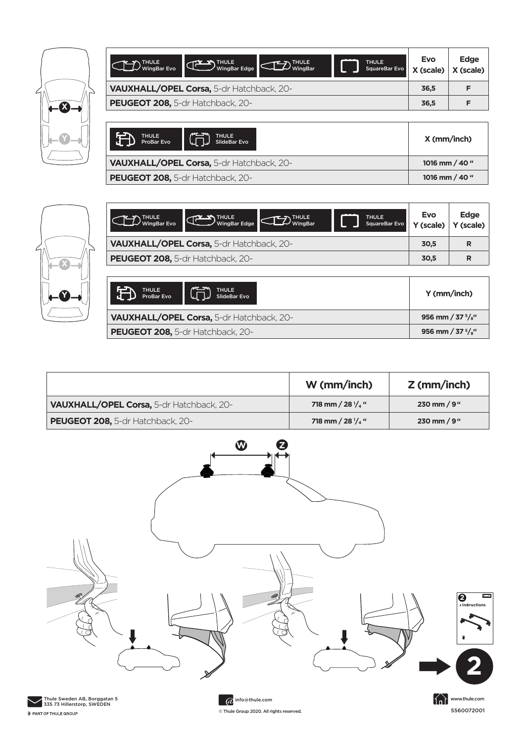| THULE WingBar Evo / THULE WingBar Edge / THULE WingBar / THULE SquareBar Evo | Evo X (scale) | Edge X (scale) |
|---|---|---|
| **VAUXHALL/OPEL Corsa,** 5-dr Hatchback, 20- | 36,5 | F |
| **PEUGEOT 208,** 5-dr Hatchback, 20- | 36,5 | F |

| THULE ProBar Evo / THULE SlideBar Evo | X (mm/inch) |
|---|---|
| **VAUXHALL/OPEL Corsa,** 5-dr Hatchback, 20- | 1016 mm / 40 “ |
| **PEUGEOT 208,** 5-dr Hatchback, 20- | 1016 mm / 40 “ |

| THULE WingBar Evo / THULE WingBar Edge / THULE WingBar / THULE SquareBar Evo | Evo Y (scale) | Edge Y (scale) |
|---|---|---|
| **VAUXHALL/OPEL Corsa,** 5-dr Hatchback, 20- | 30,5 | R |
| **PEUGEOT 208,** 5-dr Hatchback, 20- | 30,5 | R |

| THULE ProBar Evo / THULE SlideBar Evo | Y (mm/inch) |
|---|---|
| **VAUXHALL/OPEL Corsa,** 5-dr Hatchback, 20- | 956 mm / 37 $^{5}/_{8}$“ |
| **PEUGEOT 208,** 5-dr Hatchback, 20- | 956 mm / 37 $^{5}/_{8}$“ |

| | W (mm/inch) | Z (mm/inch) |
|---|---|---|
| **VAUXHALL/OPEL Corsa,** 5-dr Hatchback, 20- | 718 mm / 28 $^{1}/_{4}$ “ | 230 mm / 9 “ |
| **PEUGEOT 208,** 5-dr Hatchback, 20- | 718 mm / 28 $^{1}/_{4}$ “ | 230 mm / 9 “ |

W Z

2 > Instructions

2

Thule Sweden AB, Borggatan 5
335 73 Hillerstorp, SWEDEN
PART OF THULE GROUP

info@thule.com
© Thule Group 2020. All rights reserved.

www.thule.com
5560072001